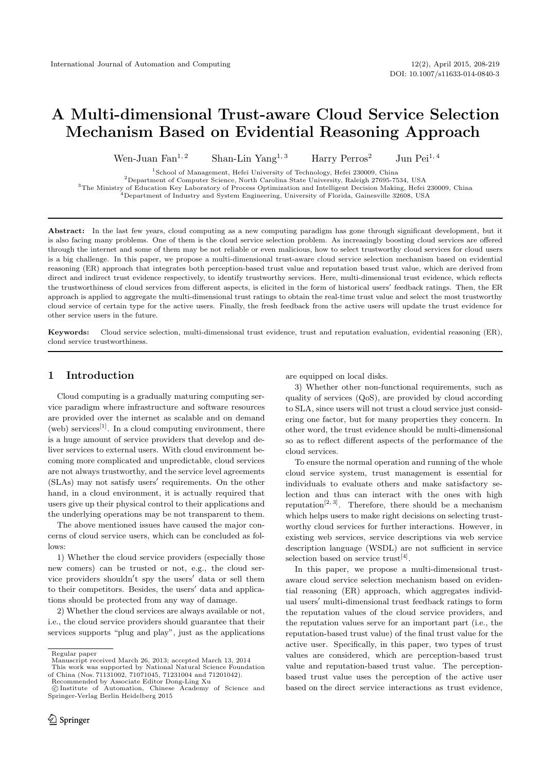# A Multi-dimensional Trust-aware Cloud Service Selection Mechanism Based on Evidential Reasoning Approach

Wen-Juan Fan[1, 2] Shan-Lin Yang[1, 3] Harry Perros[2] Jun Pei[1, 4]

[1]School of Management, Hefei University of Technology, Hefei 230009, China
[2]Department of Computer Science, North Carolina State University, Raleigh 27695-7534, USA
[3]The Ministry of Education Key Laboratory of Process Optimization and Intelligent Decision Making, Hefei 230009, China
[4]Department of Industry and System Engineering, University of Florida, Gainesville 32608, USA

**Abstract:** In the last few years, cloud computing as a new computing paradigm has gone through significant development, but it is also facing many problems. One of them is the cloud service selection problem. As increasingly boosting cloud services are offered through the internet and some of them may be not reliable or even malicious, how to select trustworthy cloud services for cloud users is a big challenge. In this paper, we propose a multi-dimensional trust-aware cloud service selection mechanism based on evidential reasoning (ER) approach that integrates both perception-based trust value and reputation based trust value, which are derived from direct and indirect trust evidence respectively, to identify trustworthy services. Here, multi-dimensional trust evidence, which reflects the trustworthiness of cloud services from different aspects, is elicited in the form of historical users′ feedback ratings. Then, the ER approach is applied to aggregate the multi-dimensional trust ratings to obtain the real-time trust value and select the most trustworthy cloud service of certain type for the active users. Finally, the fresh feedback from the active users will update the trust evidence for other service users in the future.

**Keywords:** Cloud service selection, multi-dimensional trust evidence, trust and reputation evaluation, evidential reasoning (ER), clond service trustworthiness.

## 1 Introduction

Cloud computing is a gradually maturing computing service paradigm where infrastructure and software resources are provided over the internet as scalable and on demand (web) services[1]. In a cloud computing environment, there is a huge amount of service providers that develop and deliver services to external users. With cloud environment becoming more complicated and unpredictable, cloud services are not always trustworthy, and the service level agreements (SLAs) may not satisfy users′ requirements. On the other hand, in a cloud environment, it is actually required that users give up their physical control to their applications and the underlying operations may be not transparent to them.

The above mentioned issues have caused the major concerns of cloud service users, which can be concluded as follows:

1) Whether the cloud service providers (especially those new comers) can be trusted or not, e.g., the cloud service providers shouldn′t spy the users′ data or sell them to their competitors. Besides, the users′ data and applications should be protected from any way of damage.

2) Whether the cloud services are always available or not, i.e., the cloud service providers should guarantee that their services supports "plug and play", just as the applications are equipped on local disks.

3) Whether other non-functional requirements, such as quality of services (QoS), are provided by cloud according to SLA, since users will not trust a cloud service just considering one factor, but for many properties they concern. In other word, the trust evidence should be multi-dimensional so as to reflect different aspects of the performance of the cloud services.

To ensure the normal operation and running of the whole cloud service system, trust management is essential for individuals to evaluate others and make satisfactory selection and thus can interact with the ones with high reputation[2, 3]. Therefore, there should be a mechanism which helps users to make right decisions on selecting trustworthy cloud services for further interactions. However, in existing web services, service descriptions via web service description language (WSDL) are not sufficient in service selection based on service trust[4].

In this paper, we propose a multi-dimensional trust-aware cloud service selection mechanism based on evidential reasoning (ER) approach, which aggregates individual users′ multi-dimensional trust feedback ratings to form the reputation values of the cloud service providers, and the reputation values serve for an important part (i.e., the reputation-based trust value) of the final trust value for the active user. Specifically, in this paper, two types of trust values are considered, which are perception-based trust value and reputation-based trust value. The perception-based trust value uses the perception of the active user based on the direct service interactions as trust evidence,

Regular paper
Manuscript received March 26, 2013; accepted March 13, 2014
This work was supported by National Natural Science Foundation of China (Nos. 71131002, 71071045, 71231004 and 71201042).
Recommended by Associate Editor Dong-Ling Xu
© Institute of Automation, Chinese Academy of Science and Springer-Verlag Berlin Heidelberg 2015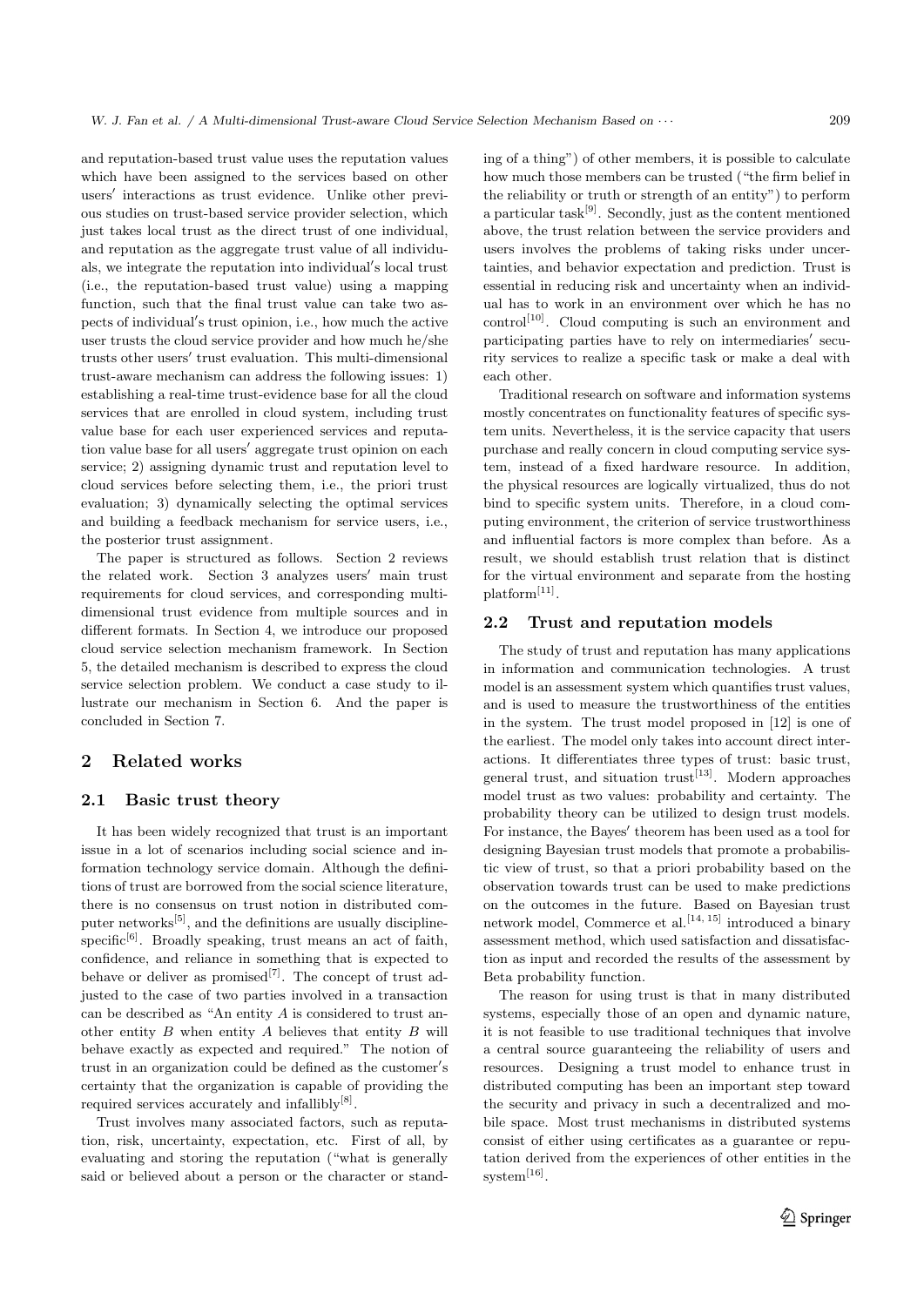and reputation-based trust value uses the reputation values which have been assigned to the services based on other users′ interactions as trust evidence. Unlike other previous studies on trust-based service provider selection, which just takes local trust as the direct trust of one individual, and reputation as the aggregate trust value of all individuals, we integrate the reputation into individual′s local trust (i.e., the reputation-based trust value) using a mapping function, such that the final trust value can take two aspects of individual′s trust opinion, i.e., how much the active user trusts the cloud service provider and how much he/she trusts other users′ trust evaluation. This multi-dimensional trust-aware mechanism can address the following issues: 1) establishing a real-time trust-evidence base for all the cloud services that are enrolled in cloud system, including trust value base for each user experienced services and reputation value base for all users′ aggregate trust opinion on each service; 2) assigning dynamic trust and reputation level to cloud services before selecting them, i.e., the priori trust evaluation; 3) dynamically selecting the optimal services and building a feedback mechanism for service users, i.e., the posterior trust assignment.

The paper is structured as follows. Section 2 reviews the related work. Section 3 analyzes users′ main trust requirements for cloud services, and corresponding multi-dimensional trust evidence from multiple sources and in different formats. In Section 4, we introduce our proposed cloud service selection mechanism framework. In Section 5, the detailed mechanism is described to express the cloud service selection problem. We conduct a case study to illustrate our mechanism in Section 6. And the paper is concluded in Section 7.

## 2 Related works

### 2.1 Basic trust theory

It has been widely recognized that trust is an important issue in a lot of scenarios including social science and information technology service domain. Although the definitions of trust are borrowed from the social science literature, there is no consensus on trust notion in distributed computer networks[5], and the definitions are usually discipline-specific[6]. Broadly speaking, trust means an act of faith, confidence, and reliance in something that is expected to behave or deliver as promised[7]. The concept of trust adjusted to the case of two parties involved in a transaction can be described as "An entity $A$ is considered to trust another entity $B$ when entity $A$ believes that entity $B$ will behave exactly as expected and required." The notion of trust in an organization could be defined as the customer′s certainty that the organization is capable of providing the required services accurately and infallibly[8].

Trust involves many associated factors, such as reputation, risk, uncertainty, expectation, etc. First of all, by evaluating and storing the reputation ("what is generally said or believed about a person or the character or standing of a thing") of other members, it is possible to calculate how much those members can be trusted ("the firm belief in the reliability or truth or strength of an entity") to perform a particular task[9]. Secondly, just as the content mentioned above, the trust relation between the service providers and users involves the problems of taking risks under uncertainties, and behavior expectation and prediction. Trust is essential in reducing risk and uncertainty when an individual has to work in an environment over which he has no control[10]. Cloud computing is such an environment and participating parties have to rely on intermediaries′ security services to realize a specific task or make a deal with each other.

Traditional research on software and information systems mostly concentrates on functionality features of specific system units. Nevertheless, it is the service capacity that users purchase and really concern in cloud computing service system, instead of a fixed hardware resource. In addition, the physical resources are logically virtualized, thus do not bind to specific system units. Therefore, in a cloud computing environment, the criterion of service trustworthiness and influential factors is more complex than before. As a result, we should establish trust relation that is distinct for the virtual environment and separate from the hosting platform[11].

### 2.2 Trust and reputation models

The study of trust and reputation has many applications in information and communication technologies. A trust model is an assessment system which quantifies trust values, and is used to measure the trustworthiness of the entities in the system. The trust model proposed in [12] is one of the earliest. The model only takes into account direct interactions. It differentiates three types of trust: basic trust, general trust, and situation trust[13]. Modern approaches model trust as two values: probability and certainty. The probability theory can be utilized to design trust models. For instance, the Bayes′ theorem has been used as a tool for designing Bayesian trust models that promote a probabilistic view of trust, so that a priori probability based on the observation towards trust can be used to make predictions on the outcomes in the future. Based on Bayesian trust network model, Commerce et al.[14, 15] introduced a binary assessment method, which used satisfaction and dissatisfaction as input and recorded the results of the assessment by Beta probability function.

The reason for using trust is that in many distributed systems, especially those of an open and dynamic nature, it is not feasible to use traditional techniques that involve a central source guaranteeing the reliability of users and resources. Designing a trust model to enhance trust in distributed computing has been an important step toward the security and privacy in such a decentralized and mobile space. Most trust mechanisms in distributed systems consist of either using certificates as a guarantee or reputation derived from the experiences of other entities in the system[16].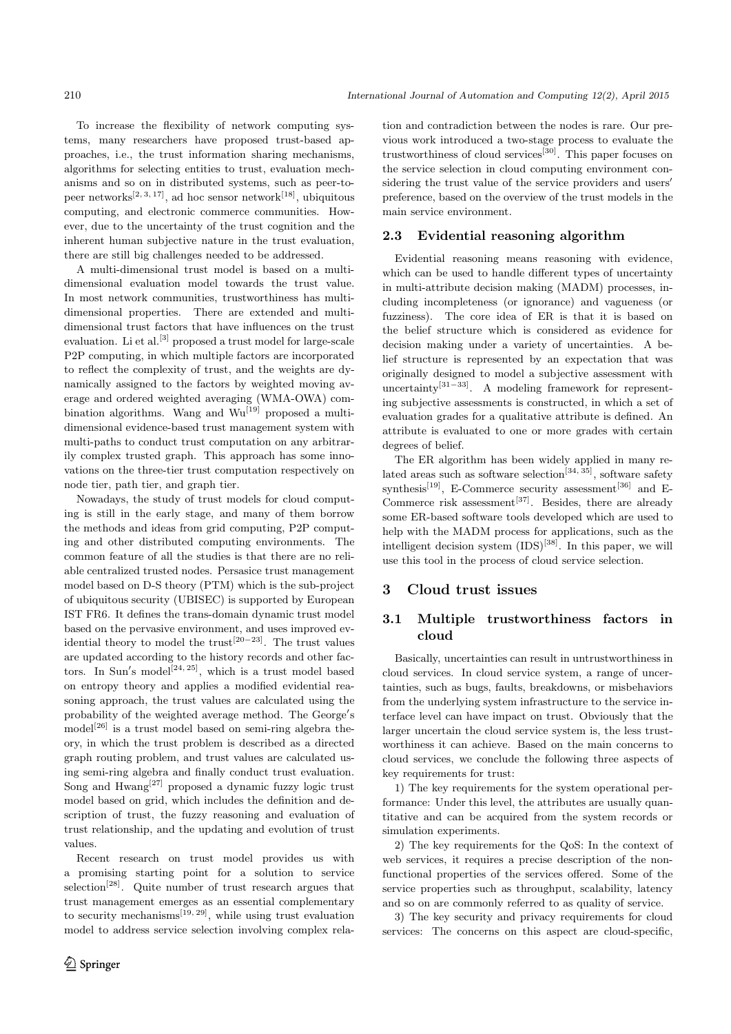To increase the flexibility of network computing systems, many researchers have proposed trust-based approaches, i.e., the trust information sharing mechanisms, algorithms for selecting entities to trust, evaluation mechanisms and so on in distributed systems, such as peer-to-peer networks[2, 3, 17], ad hoc sensor network[18], ubiquitous computing, and electronic commerce communities. However, due to the uncertainty of the trust cognition and the inherent human subjective nature in the trust evaluation, there are still big challenges needed to be addressed.

A multi-dimensional trust model is based on a multi-dimensional evaluation model towards the trust value. In most network communities, trustworthiness has multi-dimensional properties. There are extended and multi-dimensional trust factors that have influences on the trust evaluation. Li et al.[3] proposed a trust model for large-scale P2P computing, in which multiple factors are incorporated to reflect the complexity of trust, and the weights are dynamically assigned to the factors by weighted moving average and ordered weighted averaging (WMA-OWA) combination algorithms. Wang and Wu[19] proposed a multi-dimensional evidence-based trust management system with multi-paths to conduct trust computation on any arbitrarily complex trusted graph. This approach has some innovations on the three-tier trust computation respectively on node tier, path tier, and graph tier.

Nowadays, the study of trust models for cloud computing is still in the early stage, and many of them borrow the methods and ideas from grid computing, P2P computing and other distributed computing environments. The common feature of all the studies is that there are no reliable centralized trusted nodes. Persasice trust management model based on D-S theory (PTM) which is the sub-project of ubiquitous security (UBISEC) is supported by European IST FR6. It defines the trans-domain dynamic trust model based on the pervasive environment, and uses improved evidential theory to model the trust[20−23]. The trust values are updated according to the history records and other factors. In Sun′s model[24, 25], which is a trust model based on entropy theory and applies a modified evidential reasoning approach, the trust values are calculated using the probability of the weighted average method. The George′s model[26] is a trust model based on semi-ring algebra theory, in which the trust problem is described as a directed graph routing problem, and trust values are calculated using semi-ring algebra and finally conduct trust evaluation. Song and Hwang[27] proposed a dynamic fuzzy logic trust model based on grid, which includes the definition and description of trust, the fuzzy reasoning and evaluation of trust relationship, and the updating and evolution of trust values.

Recent research on trust model provides us with a promising starting point for a solution to service selection[28]. Quite number of trust research argues that trust management emerges as an essential complementary to security mechanisms[19, 29], while using trust evaluation model to address service selection involving complex relation and contradiction between the nodes is rare. Our previous work introduced a two-stage process to evaluate the trustworthiness of cloud services[30]. This paper focuses on the service selection in cloud computing environment considering the trust value of the service providers and users′ preference, based on the overview of the trust models in the main service environment.

### 2.3 Evidential reasoning algorithm

Evidential reasoning means reasoning with evidence, which can be used to handle different types of uncertainty in multi-attribute decision making (MADM) processes, including incompleteness (or ignorance) and vagueness (or fuzziness). The core idea of ER is that it is based on the belief structure which is considered as evidence for decision making under a variety of uncertainties. A belief structure is represented by an expectation that was originally designed to model a subjective assessment with uncertainty[31−33]. A modeling framework for representing subjective assessments is constructed, in which a set of evaluation grades for a qualitative attribute is defined. An attribute is evaluated to one or more grades with certain degrees of belief.

The ER algorithm has been widely applied in many related areas such as software selection[34, 35], software safety synthesis[19], E-Commerce security assessment[36] and E-Commerce risk assessment[37]. Besides, there are already some ER-based software tools developed which are used to help with the MADM process for applications, such as the intelligent decision system (IDS)[38]. In this paper, we will use this tool in the process of cloud service selection.

## 3 Cloud trust issues

### 3.1 Multiple trustworthiness factors in cloud

Basically, uncertainties can result in untrustworthiness in cloud services. In cloud service system, a range of uncertainties, such as bugs, faults, breakdowns, or misbehaviors from the underlying system infrastructure to the service interface level can have impact on trust. Obviously that the larger uncertain the cloud service system is, the less trustworthiness it can achieve. Based on the main concerns to cloud services, we conclude the following three aspects of key requirements for trust:

1) The key requirements for the system operational performance: Under this level, the attributes are usually quantitative and can be acquired from the system records or simulation experiments.

2) The key requirements for the QoS: In the context of web services, it requires a precise description of the non-functional properties of the services offered. Some of the service properties such as throughput, scalability, latency and so on are commonly referred to as quality of service.

3) The key security and privacy requirements for cloud services: The concerns on this aspect are cloud-specific,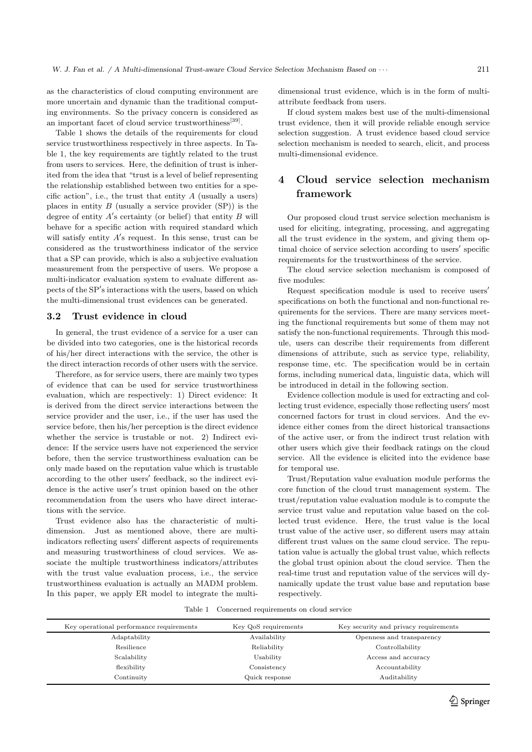as the characteristics of cloud computing environment are more uncertain and dynamic than the traditional computing environments. So the privacy concern is considered as an important facet of cloud service trustworthiness[39].

Table 1 shows the details of the requirements for cloud service trustworthiness respectively in three aspects. In Table 1, the key requirements are tightly related to the trust from users to services. Here, the definition of trust is inherited from the idea that "trust is a level of belief representing the relationship established between two entities for a specific action", i.e., the trust that entity $A$ (usually a users) places in entity $B$ (usually a service provider (SP)) is the degree of entity $A'$s certainty (or belief) that entity $B$ will behave for a specific action with required standard which will satisfy entity $A'$s request. In this sense, trust can be considered as the trustworthiness indicator of the service that a SP can provide, which is also a subjective evaluation measurement from the perspective of users. We propose a multi-indicator evaluation system to evaluate different aspects of the SP′s interactions with the users, based on which the multi-dimensional trust evidences can be generated.

### 3.2 Trust evidence in cloud

In general, the trust evidence of a service for a user can be divided into two categories, one is the historical records of his/her direct interactions with the service, the other is the direct interaction records of other users with the service.

Therefore, as for service users, there are mainly two types of evidence that can be used for service trustworthiness evaluation, which are respectively: 1) Direct evidence: It is derived from the direct service interactions between the service provider and the user, i.e., if the user has used the service before, then his/her perception is the direct evidence whether the service is trustable or not. 2) Indirect evidence: If the service users have not experienced the service before, then the service trustworthiness evaluation can be only made based on the reputation value which is trustable according to the other users′ feedback, so the indirect evidence is the active user′s trust opinion based on the other recommendation from the users who have direct interactions with the service.

Trust evidence also has the characteristic of multi-dimension. Just as mentioned above, there are multi-indicators reflecting users′ different aspects of requirements and measuring trustworthiness of cloud services. We associate the multiple trustworthiness indicators/attributes with the trust value evaluation process, i.e., the service trustworthiness evaluation is actually an MADM problem. In this paper, we apply ER model to integrate the multi-dimensional trust evidence, which is in the form of multi-attribute feedback from users.

If cloud system makes best use of the multi-dimensional trust evidence, then it will provide reliable enough service selection suggestion. A trust evidence based cloud service selection mechanism is needed to search, elicit, and process multi-dimensional evidence.

## 4 Cloud service selection mechanism framework

Our proposed cloud trust service selection mechanism is used for eliciting, integrating, processing, and aggregating all the trust evidence in the system, and giving them optimal choice of service selection according to users′ specific requirements for the trustworthiness of the service.

The cloud service selection mechanism is composed of five modules:

Request specification module is used to receive users′ specifications on both the functional and non-functional requirements for the services. There are many services meeting the functional requirements but some of them may not satisfy the non-functional requirements. Through this module, users can describe their requirements from different dimensions of attribute, such as service type, reliability, response time, etc. The specification would be in certain forms, including numerical data, linguistic data, which will be introduced in detail in the following section.

Evidence collection module is used for extracting and collecting trust evidence, especially those reflecting users′ most concerned factors for trust in cloud services. And the evidence either comes from the direct historical transactions of the active user, or from the indirect trust relation with other users which give their feedback ratings on the cloud service. All the evidence is elicited into the evidence base for temporal use.

Trust/Reputation value evaluation module performs the core function of the cloud trust management system. The trust/reputation value evaluation module is to compute the service trust value and reputation value based on the collected trust evidence. Here, the trust value is the local trust value of the active user, so different users may attain different trust values on the same cloud service. The reputation value is actually the global trust value, which reflects the global trust opinion about the cloud service. Then the real-time trust and reputation value of the services will dynamically update the trust value base and reputation base respectively.

Table 1 Concerned requirements on cloud service

| Key operational performance requirements | Key QoS requirements | Key security and privacy requirements |
|---|---|---|
| Adaptability | Availability | Openness and transparency |
| Resilience | Reliability | Controllability |
| Scalability | Usability | Access and accuracy |
| flexibility | Consistency | Accountability |
| Continuity | Quick response | Auditability |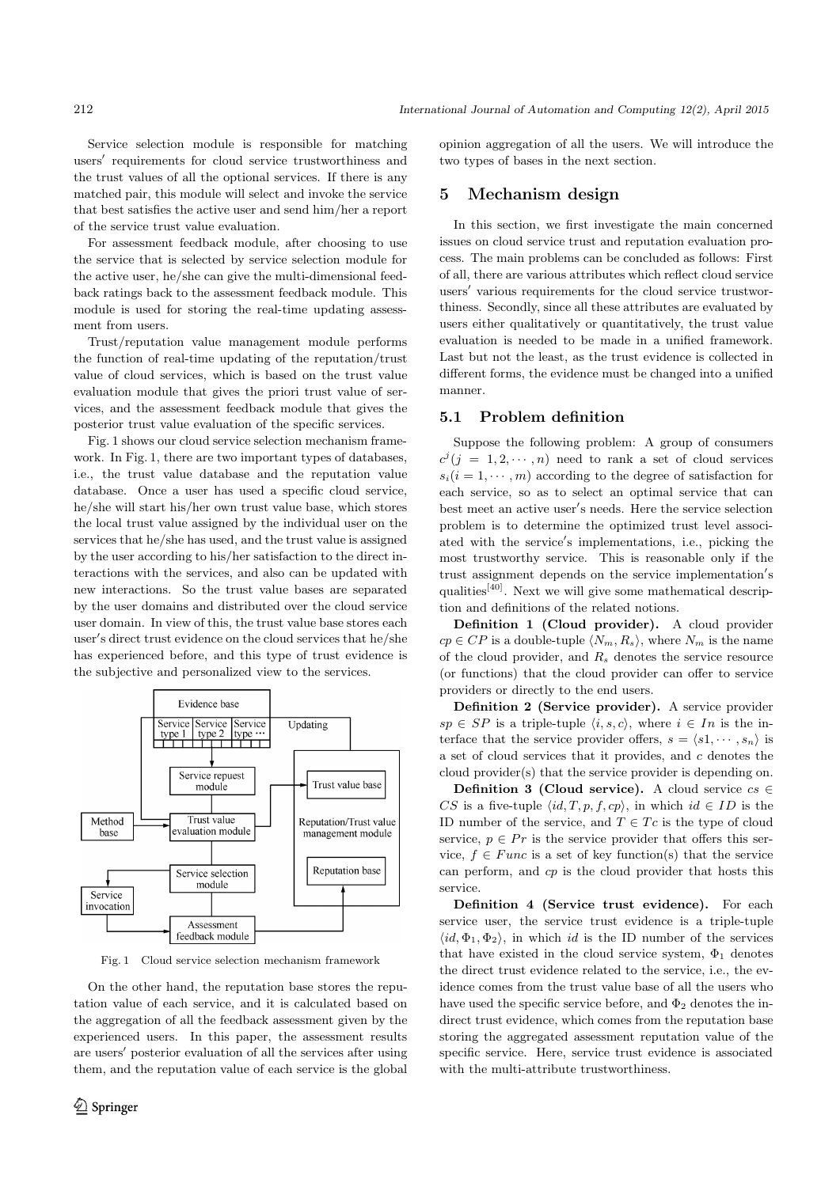Service selection module is responsible for matching users′ requirements for cloud service trustworthiness and the trust values of all the optional services. If there is any matched pair, this module will select and invoke the service that best satisfies the active user and send him/her a report of the service trust value evaluation.

For assessment feedback module, after choosing to use the service that is selected by service selection module for the active user, he/she can give the multi-dimensional feedback ratings back to the assessment feedback module. This module is used for storing the real-time updating assessment from users.

Trust/reputation value management module performs the function of real-time updating of the reputation/trust value of cloud services, which is based on the trust value evaluation module that gives the priori trust value of services, and the assessment feedback module that gives the posterior trust value evaluation of the specific services.

Fig. 1 shows our cloud service selection mechanism framework. In Fig. 1, there are two important types of databases, i.e., the trust value database and the reputation value database. Once a user has used a specific cloud service, he/she will start his/her own trust value base, which stores the local trust value assigned by the individual user on the services that he/she has used, and the trust value is assigned by the user according to his/her satisfaction to the direct interactions with the services, and also can be updated with new interactions. So the trust value bases are separated by the user domains and distributed over the cloud service user domain. In view of this, the trust value base stores each user′s direct trust evidence on the cloud services that he/she has experienced before, and this type of trust evidence is the subjective and personalized view to the services.

Fig. 1 Cloud service selection mechanism framework

On the other hand, the reputation base stores the reputation value of each service, and it is calculated based on the aggregation of all the feedback assessment given by the experienced users. In this paper, the assessment results are users′ posterior evaluation of all the services after using them, and the reputation value of each service is the global opinion aggregation of all the users. We will introduce the two types of bases in the next section.

# 5 Mechanism design

In this section, we first investigate the main concerned issues on cloud service trust and reputation evaluation process. The main problems can be concluded as follows: First of all, there are various attributes which reflect cloud service users′ various requirements for the cloud service trustworthiness. Secondly, since all these attributes are evaluated by users either qualitatively or quantitatively, the trust value evaluation is needed to be made in a unified framework. Last but not the least, as the trust evidence is collected in different forms, the evidence must be changed into a unified manner.

## 5.1 Problem definition

Suppose the following problem: A group of consumers $c^j (j = 1, 2, \cdots, n)$ need to rank a set of cloud services $s_i (i = 1, \cdots, m)$ according to the degree of satisfaction for each service, so as to select an optimal service that can best meet an active user′s needs. Here the service selection problem is to determine the optimized trust level associated with the service′s implementations, i.e., picking the most trustworthy service. This is reasonable only if the trust assignment depends on the service implementation′s qualities[40]. Next we will give some mathematical description and definitions of the related notions.

**Definition 1 (Cloud provider).** A cloud provider $cp \in CP$ is a double-tuple $\langle N_m, R_s \rangle$, where $N_m$ is the name of the cloud provider, and $R_s$ denotes the service resource (or functions) that the cloud provider can offer to service providers or directly to the end users.

**Definition 2 (Service provider).** A service provider $sp \in SP$ is a triple-tuple $\langle i, s, c \rangle$, where $i \in In$ is the interface that the service provider offers, $s = \langle s1, \cdots, s_n \rangle$ is a set of cloud services that it provides, and $c$ denotes the cloud provider(s) that the service provider is depending on.

**Definition 3 (Cloud service).** A cloud service $cs \in CS$ is a five-tuple $\langle id, T, p, f, cp \rangle$, in which $id \in ID$ is the ID number of the service, and $T \in Tc$ is the type of cloud service, $p \in Pr$ is the service provider that offers this service, $f \in Func$ is a set of key function(s) that the service can perform, and $cp$ is the cloud provider that hosts this service.

**Definition 4 (Service trust evidence).** For each service user, the service trust evidence is a triple-tuple $\langle id, \Phi_1, \Phi_2 \rangle$, in which $id$ is the ID number of the services that have existed in the cloud service system, $\Phi_1$ denotes the direct trust evidence related to the service, i.e., the evidence comes from the trust value base of all the users who have used the specific service before, and $\Phi_2$ denotes the indirect trust evidence, which comes from the reputation base storing the aggregated assessment reputation value of the specific service. Here, service trust evidence is associated with the multi-attribute trustworthiness.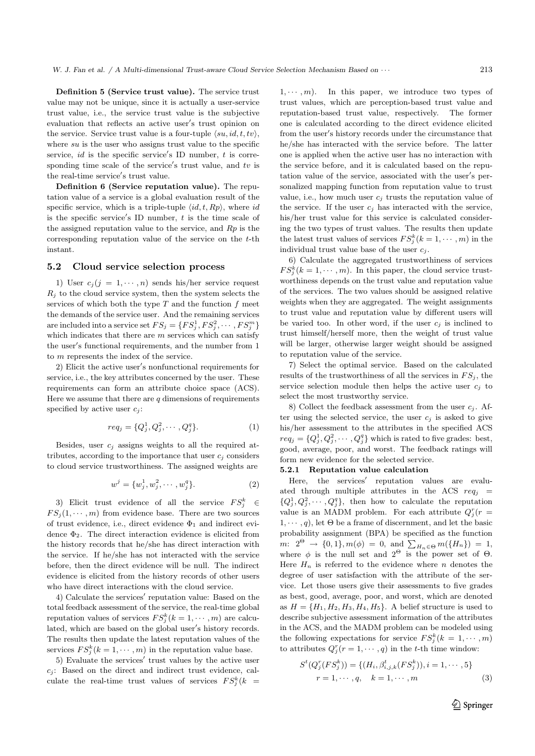**Definition 5 (Service trust value).** The service trust value may not be unique, since it is actually a user-service trust value, i.e., the service trust value is the subjective evaluation that reflects an active user′s trust opinion on the service. Service trust value is a four-tuple $\langle su, id, t, tv\rangle$, where $su$ is the user who assigns trust value to the specific service, $id$ is the specific service′s ID number, $t$ is corresponding time scale of the service′s trust value, and $tv$ is the real-time service′s trust value.

**Definition 6 (Service reputation value).** The reputation value of a service is a global evaluation result of the specific service, which is a triple-tuple $\langle id, t, Rp\rangle$, where $id$ is the specific service′s ID number, $t$ is the time scale of the assigned reputation value to the service, and $Rp$ is the corresponding reputation value of the service on the $t$-th instant.

## 5.2 Cloud service selection process

1) User $c_j (j = 1, \cdots, n)$ sends his/her service request $R_j$ to the cloud service system, then the system selects the services of which both the type $T$ and the function $f$ meet the demands of the service user. And the remaining services are included into a service set $FS_j = \{FS_j^1, FS_j^2, \cdots, FS_j^m\}$ which indicates that there are $m$ services which can satisfy the user′s functional requirements, and the number from 1 to $m$ represents the index of the service.

2) Elicit the active user′s nonfunctional requirements for service, i.e., the key attributes concerned by the user. These requirements can form an attribute choice space (ACS). Here we assume that there are $q$ dimensions of requirements specified by active user $c_j$:

$$req_j = \{Q_j^1, Q_j^2, \cdots, Q_j^q\}. \tag{1}$$

Besides, user $c_j$ assigns weights to all the required attributes, according to the importance that user $c_j$ considers to cloud service trustworthiness. The assigned weights are

$$w^j = \{w_j^1, w_j^2, \cdots, w_j^q\}. \tag{2}$$

3) Elicit trust evidence of all the service $FS_j^k \in FS_j(1, \cdots, m)$ from evidence base. There are two sources of trust evidence, i.e., direct evidence $\Phi_1$ and indirect evidence $\Phi_2$. The direct interaction evidence is elicited from the history records that he/she has direct interaction with the service. If he/she has not interacted with the service before, then the direct evidence will be null. The indirect evidence is elicited from the history records of other users who have direct interactions with the cloud service.

4) Calculate the services′ reputation value: Based on the total feedback assessment of the service, the real-time global reputation values of services $FS_j^k (k = 1, \cdots, m)$ are calculated, which are based on the global user′s history records. The results then update the latest reputation values of the services $FS_j^k (k = 1, \cdots, m)$ in the reputation value base.

5) Evaluate the services′ trust values by the active user $c_j$: Based on the direct and indirect trust evidence, calculate the real-time trust values of services $FS_j^k (k = 1, \cdots, m)$. In this paper, we introduce two types of trust values, which are perception-based trust value and reputation-based trust value, respectively. The former one is calculated according to the direct evidence elicited from the user′s history records under the circumstance that he/she has interacted with the service before. The latter one is applied when the active user has no interaction with the service before, and it is calculated based on the reputation value of the service, associated with the user′s personalized mapping function from reputation value to trust value, i.e., how much user $c_j$ trusts the reputation value of the service. If the user $c_j$ has interacted with the service, his/her trust value for this service is calculated considering the two types of trust values. The results then update the latest trust values of services $FS_j^k (k = 1, \cdots, m)$ in the individual trust value base of the user $c_j$.

6) Calculate the aggregated trustworthiness of services $FS_j^k (k = 1, \cdots, m)$. In this paper, the cloud service trustworthiness depends on the trust value and reputation value of the services. The two values should be assigned relative weights when they are aggregated. The weight assignments to trust value and reputation value by different users will be varied too. In other word, if the user $c_j$ is inclined to trust himself/herself more, then the weight of trust value will be larger, otherwise larger weight should be assigned to reputation value of the service.

7) Select the optimal service. Based on the calculated results of the trustworthiness of all the services in $FS_j$, the service selection module then helps the active user $c_j$ to select the most trustworthy service.

8) Collect the feedback assessment from the user $c_j$. After using the selected service, the user $c_j$ is asked to give his/her assessment to the attributes in the specified ACS $req_j = \{Q_j^1, Q_j^2, \cdots, Q_j^q\}$ which is rated to five grades: best, good, average, poor, and worst. The feedback ratings will form new evidence for the selected service.

### 5.2.1 Reputation value calculation

Here, the services′ reputation values are evaluated through multiple attributes in the ACS $req_j = \{Q_j^1, Q_j^2, \cdots, Q_j^q\}$, then how to calculate the reputation value is an MADM problem. For each attribute $Q_j^r (r = 1, \cdots, q)$, let $\Theta$ be a frame of discernment, and let the basic probability assignment (BPA) be specified as the function $m$: $2^\Theta \rightarrow \{0, 1\}, m(\phi) = 0$, and $\sum_{H_n \in \Theta} m(\{H_n\}) = 1$, where $\phi$ is the null set and $2^\Theta$ is the power set of $\Theta$. Here $H_n$ is referred to the evidence where $n$ denotes the degree of user satisfaction with the attribute of the service. Let those users give their assessments to five grades as best, good, average, poor, and worst, which are denoted as $H = \{H_1, H_2, H_3, H_4, H_5\}$. A belief structure is used to describe subjective assessment information of the attributes in the ACS, and the MADM problem can be modeled using the following expectations for service $FS_j^k (k = 1, \cdots, m)$ to attributes $Q_j^r (r = 1, \cdots, q)$ in the $t$-th time window:

$$S^t(Q_j^r(FS_j^k)) = \{(H_i, \beta_{i,j,k}^t(FS_j^k)), i = 1, \cdots, 5\}$$
$$r = 1, \cdots, q, \quad k = 1, \cdots, m \tag{3}$$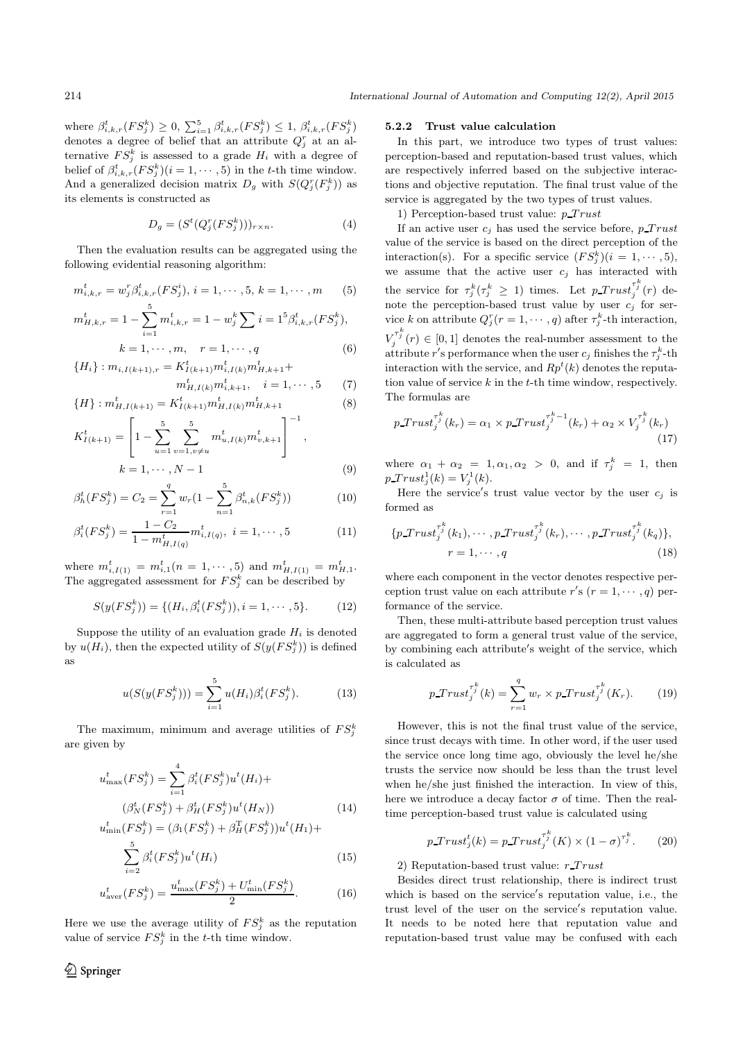where $\beta^t_{i,k,r}(FS^k_j) \geq 0$, $\sum_{i=1}^5 \beta^t_{i,k,r}(FS^k_j) \leq 1$, $\beta^t_{i,k,r}(FS^k_j)$ denotes a degree of belief that an attribute $Q^r_j$ at an alternative $FS^k_j$ is assessed to a grade $H_i$ with a degree of belief of $\beta^t_{i,k,r}(FS^k_j)(i = 1, \cdots, 5)$ in the $t$-th time window. And a generalized decision matrix $D_g$ with $S(Q^r_j(F^k_j))$ as its elements is constructed as

$$D_g = (S^t(Q^r_j(FS^k_j)))_{r\times n}. \tag{4}$$

Then the evaluation results can be aggregated using the following evidential reasoning algorithm:

$$m^t_{i,k,r} = w^r_j \beta^t_{i,k,r}(FS^i_j),\ i = 1, \cdots, 5,\ k = 1, \cdots, m \tag{5}$$

$$m^t_{H,k,r} = 1 - \sum_{i=1}^{5} m^t_{i,k,r} = 1 - w^k_j \sum i = 1^5 \beta^t_{i,k,r}(FS^k_j),$$
$$k = 1, \cdots, m, \quad r = 1, \cdots, q \tag{6}$$

$$\{H_i\} : m_{i,I(k+1),r} = K^t_{I(k+1)} m^t_{i,I(k)} m^t_{H,k+1} + m^t_{H,I(k)} m^t_{i,k+1}, \quad i = 1, \cdots, 5 \tag{7}$$

$$\{H\} : m^t_{H,I(k+1)} = K^t_{I(k+1)} m^t_{H,I(k)} m^t_{H,k+1} \tag{8}$$

$$K^t_{I(k+1)} = \left[1 - \sum_{u=1}^{5} \sum_{v=1, v\neq u}^{5} m^t_{u,I(k)} m^t_{v,k+1}\right]^{-1},$$
$$k = 1, \cdots, N-1 \tag{9}$$

$$\beta^t_h(FS^k_j) = C_2 = \sum_{r=1}^{q} w_r (1 - \sum_{n=1}^{5} \beta^t_{n,k}(FS^k_j)) \tag{10}$$

$$\beta^t_i(FS^k_j) = \frac{1 - C_2}{1 - m^t_{H,I(q)}} m^t_{i,I(q)},\ i = 1, \cdots, 5 \tag{11}$$

where $m^t_{i,I(1)} = m^t_{i,1}(n = 1, \cdots, 5)$ and $m^t_{H,I(1)} = m^t_{H,1}$. The aggregated assessment for $FS^k_j$ can be described by

$$S(y(FS^k_j)) = \{(H_i, \beta^t_i(FS^k_j)), i = 1, \cdots, 5\}. \tag{12}$$

Suppose the utility of an evaluation grade $H_i$ is denoted by $u(H_i)$, then the expected utility of $S(y(FS^k_j))$ is defined as

$$u(S(y(FS^k_j))) = \sum_{i=1}^{5} u(H_i) \beta^t_i(FS^k_j). \tag{13}$$

The maximum, minimum and average utilities of $FS^k_j$ are given by

$$u^t_{\max}(FS^k_j) = \sum_{i=1}^{4} \beta^t_i(FS^k_j) u^t(H_i) +$$
$$(\beta^t_N(FS^k_j) + \beta^t_H(FS^k_j) u^t(H_N)) \tag{14}$$

$$u^t_{\min}(FS^k_j) = (\beta_1(FS^k_j) + \beta^{\mathrm{T}}_H(FS^k_j)) u^t(H_1) +$$
$$\sum_{i=2}^{5} \beta^t_i(FS^k_j) u^t(H_i) \tag{15}$$

$$u^t_{\mathrm{aver}}(FS^k_j) = \frac{u^t_{\max}(FS^k_j) + U^t_{\min}(FS^k_j)}{2}. \tag{16}$$

Here we use the average utility of $FS^k_j$ as the reputation value of service $FS^k_j$ in the $t$-th time window.

### 5.2.2 Trust value calculation

In this part, we introduce two types of trust values: perception-based and reputation-based trust values, which are respectively inferred based on the subjective interactions and objective reputation. The final trust value of the service is aggregated by the two types of trust values.

1) Perception-based trust value: $p\_Trust$

If an active user $c_j$ has used the service before, $p\_Trust$ value of the service is based on the direct perception of the interaction(s). For a specific service $(FS^k_j)(i = 1, \cdots, 5)$, we assume that the active user $c_j$ has interacted with the service for $\tau^k_j(\tau^k_j \geq 1)$ times. Let $p\_Trust^{\tau^k_j}_j(r)$ denote the perception-based trust value by user $c_j$ for service $k$ on attribute $Q^r_j(r = 1, \cdots, q)$ after $\tau^k_j$-th interaction, $V^{\tau^k_j}_j(r) \in [0, 1]$ denotes the real-number assessment to the attribute $r'$s performance when the user $c_j$ finishes the $\tau^k_j$-th interaction with the service, and $Rp^t(k)$ denotes the reputation value of service $k$ in the $t$-th time window, respectively. The formulas are

$$p\_Trust^{\tau^k_j}_j(k_r) = \alpha_1 \times p\_Trust^{\tau^k_j - 1}_j(k_r) + \alpha_2 \times V^{\tau^k_j}_j(k_r) \tag{17}$$

where $\alpha_1 + \alpha_2 = 1, \alpha_1, \alpha_2 > 0$, and if $\tau^k_j = 1$, then $p\_Trust^1_j(k) = V^1_j(k)$.

Here the service$'$s trust value vector by the user $c_j$ is formed as

$$\{p\_Trust^{\tau^k_j}_j(k_1), \cdots, p\_Trust^{\tau^k_j}_j(k_r), \cdots, p\_Trust^{\tau^k_j}_j(k_q)\},$$
$$r = 1, \cdots, q \tag{18}$$

where each component in the vector denotes respective perception trust value on each attribute $r'$s $(r = 1, \cdots, q)$ performance of the service.

Then, these multi-attribute based perception trust values are aggregated to form a general trust value of the service, by combining each attribute$'$s weight of the service, which is calculated as

$$p\_Trust^{\tau^k_j}_j(k) = \sum_{r=1}^{q} w_r \times p\_Trust^{\tau^k_j}_j(K_r). \tag{19}$$

However, this is not the final trust value of the service, since trust decays with time. In other word, if the user used the service once long time ago, obviously the level he/she trusts the service now should be less than the trust level when he/she just finished the interaction. In view of this, here we introduce a decay factor $\sigma$ of time. Then the real-time perception-based trust value is calculated using

$$p\_Trust^t_j(k) = p\_Trust^{\tau^k_j}_j(K) \times (1 - \sigma)^{\tau^k_j}. \tag{20}$$

2) Reputation-based trust value: $r\_Trust$

Besides direct trust relationship, there is indirect trust which is based on the service$'$s reputation value, i.e., the trust level of the user on the service$'$s reputation value. It needs to be noted here that reputation value and reputation-based trust value may be confused with each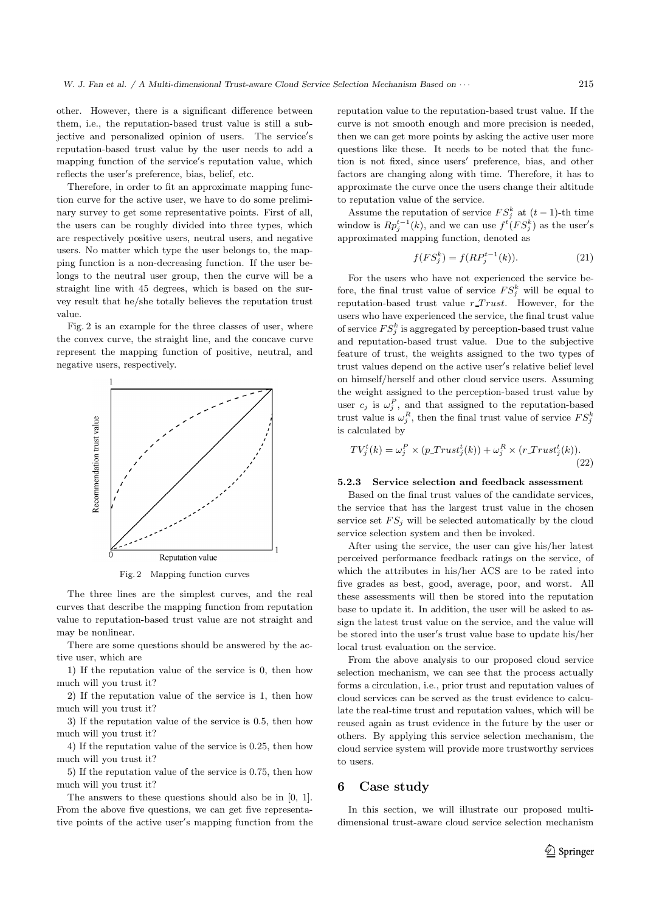other. However, there is a significant difference between them, i.e., the reputation-based trust value is still a subjective and personalized opinion of users. The service′s reputation-based trust value by the user needs to add a mapping function of the service′s reputation value, which reflects the user′s preference, bias, belief, etc.

Therefore, in order to fit an approximate mapping function curve for the active user, we have to do some preliminary survey to get some representative points. First of all, the users can be roughly divided into three types, which are respectively positive users, neutral users, and negative users. No matter which type the user belongs to, the mapping function is a non-decreasing function. If the user belongs to the neutral user group, then the curve will be a straight line with 45 degrees, which is based on the survey result that he/she totally believes the reputation trust value.

Fig. 2 is an example for the three classes of user, where the convex curve, the straight line, and the concave curve represent the mapping function of positive, neutral, and negative users, respectively.

Fig. 2 Mapping function curves

The three lines are the simplest curves, and the real curves that describe the mapping function from reputation value to reputation-based trust value are not straight and may be nonlinear.

There are some questions should be answered by the active user, which are

1) If the reputation value of the service is 0, then how much will you trust it?

2) If the reputation value of the service is 1, then how much will you trust it?

3) If the reputation value of the service is 0.5, then how much will you trust it?

4) If the reputation value of the service is 0.25, then how much will you trust it?

5) If the reputation value of the service is 0.75, then how much will you trust it?

The answers to these questions should also be in [0, 1]. From the above five questions, we can get five representative points of the active user′s mapping function from the reputation value to the reputation-based trust value. If the curve is not smooth enough and more precision is needed, then we can get more points by asking the active user more questions like these. It needs to be noted that the function is not fixed, since users′ preference, bias, and other factors are changing along with time. Therefore, it has to approximate the curve once the users change their altitude to reputation value of the service.

Assume the reputation of service $FS_j^k$ at $(t-1)$-th time window is $Rp_j^{t-1}(k)$, and we can use $f^t(FS_j^k)$ as the user′s approximated mapping function, denoted as

$$f(FS_j^k) = f(RP_j^{t-1}(k)). \tag{21}$$

For the users who have not experienced the service before, the final trust value of service $FS_j^k$ will be equal to reputation-based trust value $r\_Trust$. However, for the users who have experienced the service, the final trust value of service $FS_j^k$ is aggregated by perception-based trust value and reputation-based trust value. Due to the subjective feature of trust, the weights assigned to the two types of trust values depend on the active user′s relative belief level on himself/herself and other cloud service users. Assuming the weight assigned to the perception-based trust value by user $c_j$ is $\omega_j^P$, and that assigned to the reputation-based trust value is $\omega_j^R$, then the final trust value of service $FS_j^k$ is calculated by

$$TV_j^t(k) = \omega_j^P \times (p\_Trust_j^t(k)) + \omega_j^R \times (r\_Trust_j^t(k)). \tag{22}$$

#### 5.2.3 Service selection and feedback assessment

Based on the final trust values of the candidate services, the service that has the largest trust value in the chosen service set $FS_j$ will be selected automatically by the cloud service selection system and then be invoked.

After using the service, the user can give his/her latest perceived performance feedback ratings on the service, of which the attributes in his/her ACS are to be rated into five grades as best, good, average, poor, and worst. All these assessments will then be stored into the reputation base to update it. In addition, the user will be asked to assign the latest trust value on the service, and the value will be stored into the user′s trust value base to update his/her local trust evaluation on the service.

From the above analysis to our proposed cloud service selection mechanism, we can see that the process actually forms a circulation, i.e., prior trust and reputation values of cloud services can be served as the trust evidence to calculate the real-time trust and reputation values, which will be reused again as trust evidence in the future by the user or others. By applying this service selection mechanism, the cloud service system will provide more trustworthy services to users.

## 6 Case study

In this section, we will illustrate our proposed multi-dimensional trust-aware cloud service selection mechanism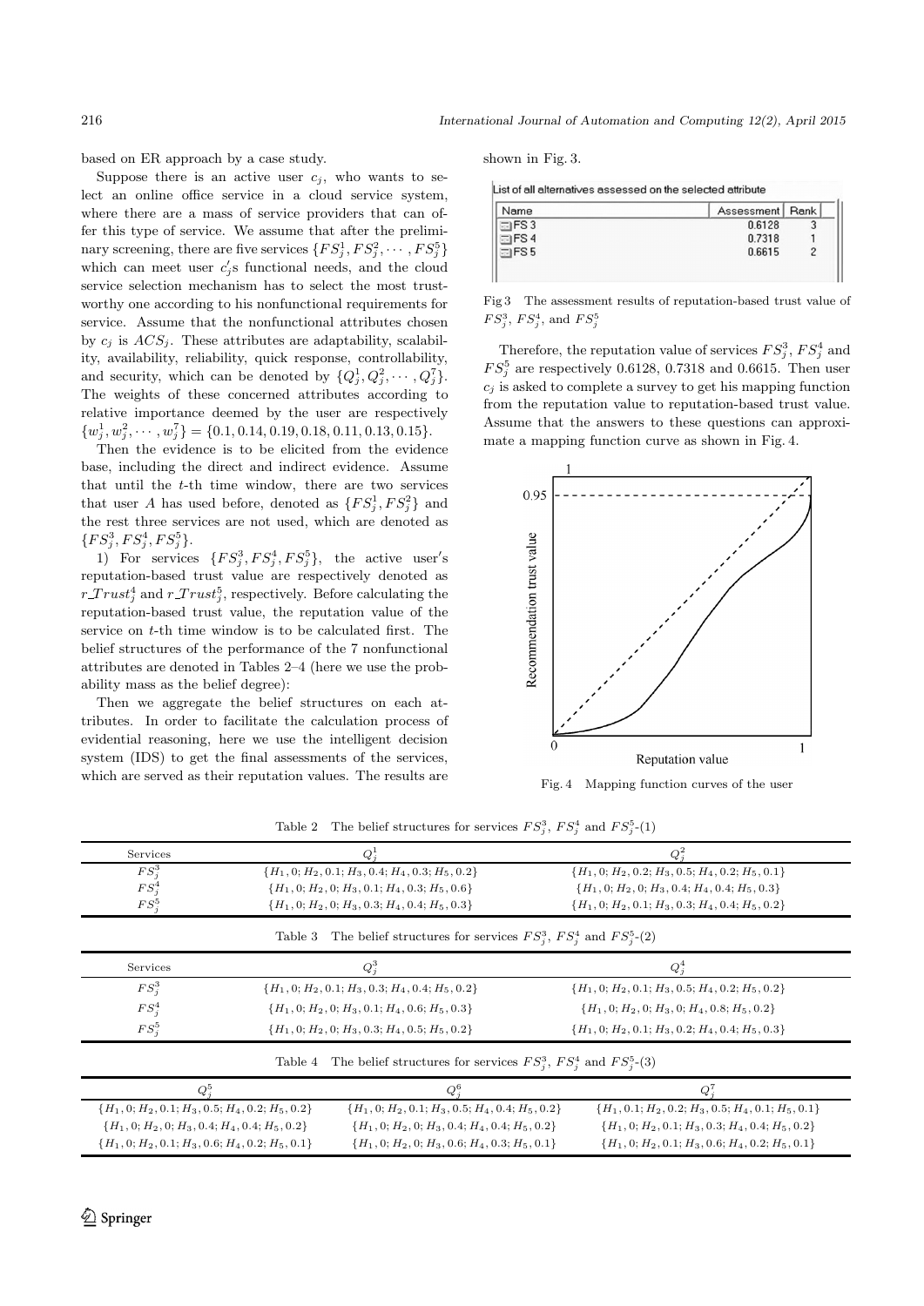based on ER approach by a case study.

Suppose there is an active user $c_j$, who wants to select an online office service in a cloud service system, where there are a mass of service providers that can offer this type of service. We assume that after the preliminary screening, there are five services $\{FS_j^1, FS_j^2, \cdots, FS_j^5\}$ which can meet user $c_j'$s functional needs, and the cloud service selection mechanism has to select the most trustworthy one according to his nonfunctional requirements for service. Assume that the nonfunctional attributes chosen by $c_j$ is $ACS_j$. These attributes are adaptability, scalability, availability, reliability, quick response, controllability, and security, which can be denoted by $\{Q_j^1, Q_j^2, \cdots, Q_j^7\}$. The weights of these concerned attributes according to relative importance deemed by the user are respectively $\{w_j^1, w_j^2, \cdots, w_j^7\} = \{0.1, 0.14, 0.19, 0.18, 0.11, 0.13, 0.15\}$.

Then the evidence is to be elicited from the evidence base, including the direct and indirect evidence. Assume that until the $t$-th time window, there are two services that user $A$ has used before, denoted as $\{FS_j^1, FS_j^2\}$ and the rest three services are not used, which are denoted as $\{FS_j^3, FS_j^4, FS_j^5\}$.

1) For services $\{FS_j^3, FS_j^4, FS_j^5\}$, the active user's reputation-based trust value are respectively denoted as $r\_Trust_j^4$ and $r\_Trust_j^5$, respectively. Before calculating the reputation-based trust value, the reputation value of the service on $t$-th time window is to be calculated first. The belief structures of the performance of the 7 nonfunctional attributes are denoted in Tables 2–4 (here we use the probability mass as the belief degree):

Then we aggregate the belief structures on each attributes. In order to facilitate the calculation process of evidential reasoning, here we use the intelligent decision system (IDS) to get the final assessments of the services, which are served as their reputation values. The results are shown in Fig. 3.

List of all alternatives assessed on the selected attribute

| Name | Assessment | Rank |
|---|---|---|
| FS 3 | 0.6128 | 3 |
| FS 4 | 0.7318 | 1 |
| FS 5 | 0.6615 | 2 |

Fig 3 The assessment results of reputation-based trust value of $FS_j^3$, $FS_j^4$, and $FS_j^5$

Therefore, the reputation value of services $FS_j^3$, $FS_j^4$ and $FS_j^5$ are respectively 0.6128, 0.7318 and 0.6615. Then user $c_j$ is asked to complete a survey to get his mapping function from the reputation value to reputation-based trust value. Assume that the answers to these questions can approximate a mapping function curve as shown in Fig. 4.

Fig. 4 Mapping function curves of the user

Table 2 The belief structures for services $FS_j^3$, $FS_j^4$ and $FS_j^5$-(1)

| Services | $Q_j^1$ | $Q_j^2$ |
|---|---|---|
| $FS_j^3$ | $\{H_1, 0; H_2, 0.1; H_3, 0.4; H_4, 0.3; H_5, 0.2\}$ | $\{H_1, 0; H_2, 0.2; H_3, 0.5; H_4, 0.2; H_5, 0.1\}$ |
| $FS_j^4$ | $\{H_1, 0; H_2, 0; H_3, 0.1; H_4, 0.3; H_5, 0.6\}$ | $\{H_1, 0; H_2, 0; H_3, 0.4; H_4, 0.4; H_5, 0.3\}$ |
| $FS_j^5$ | $\{H_1, 0; H_2, 0; H_3, 0.3; H_4, 0.4; H_5, 0.3\}$ | $\{H_1, 0; H_2, 0.1; H_3, 0.3; H_4, 0.4; H_5, 0.2\}$ |

Table 3 The belief structures for services $FS_j^3$, $FS_j^4$ and $FS_j^5$-(2)

| Services | $Q_j^3$ | $Q_j^4$ |
|---|---|---|
| $FS_j^3$ | $\{H_1, 0; H_2, 0.1; H_3, 0.3; H_4, 0.4; H_5, 0.2\}$ | $\{H_1, 0; H_2, 0.1; H_3, 0.5; H_4, 0.2; H_5, 0.2\}$ |
| $FS_j^4$ | $\{H_1, 0; H_2, 0; H_3, 0.1; H_4, 0.6; H_5, 0.3\}$ | $\{H_1, 0; H_2, 0; H_3, 0; H_4, 0.8; H_5, 0.2\}$ |
| $FS_j^5$ | $\{H_1, 0; H_2, 0; H_3, 0.3; H_4, 0.5; H_5, 0.2\}$ | $\{H_1, 0; H_2, 0.1; H_3, 0.2; H_4, 0.4; H_5, 0.3\}$ |

Table 4 The belief structures for services $FS_j^3$, $FS_j^4$ and $FS_j^5$-(3)

| $Q_j^5$ | $Q_j^6$ | $Q_j^7$ |
|---|---|---|
| $\{H_1, 0; H_2, 0.1; H_3, 0.5; H_4, 0.2; H_5, 0.2\}$ | $\{H_1, 0; H_2, 0.1; H_3, 0.5; H_4, 0.4; H_5, 0.2\}$ | $\{H_1, 0.1; H_2, 0.2; H_3, 0.5; H_4, 0.1; H_5, 0.1\}$ |
| $\{H_1, 0; H_2, 0; H_3, 0.4; H_4, 0.4; H_5, 0.2\}$ | $\{H_1, 0; H_2, 0; H_3, 0.4; H_4, 0.4; H_5, 0.2\}$ | $\{H_1, 0; H_2, 0.1; H_3, 0.3; H_4, 0.4; H_5, 0.2\}$ |
| $\{H_1, 0; H_2, 0.1; H_3, 0.6; H_4, 0.2; H_5, 0.1\}$ | $\{H_1, 0; H_2, 0; H_3, 0.6; H_4, 0.3; H_5, 0.1\}$ | $\{H_1, 0; H_2, 0.1; H_3, 0.6; H_4, 0.2; H_5, 0.1\}$ |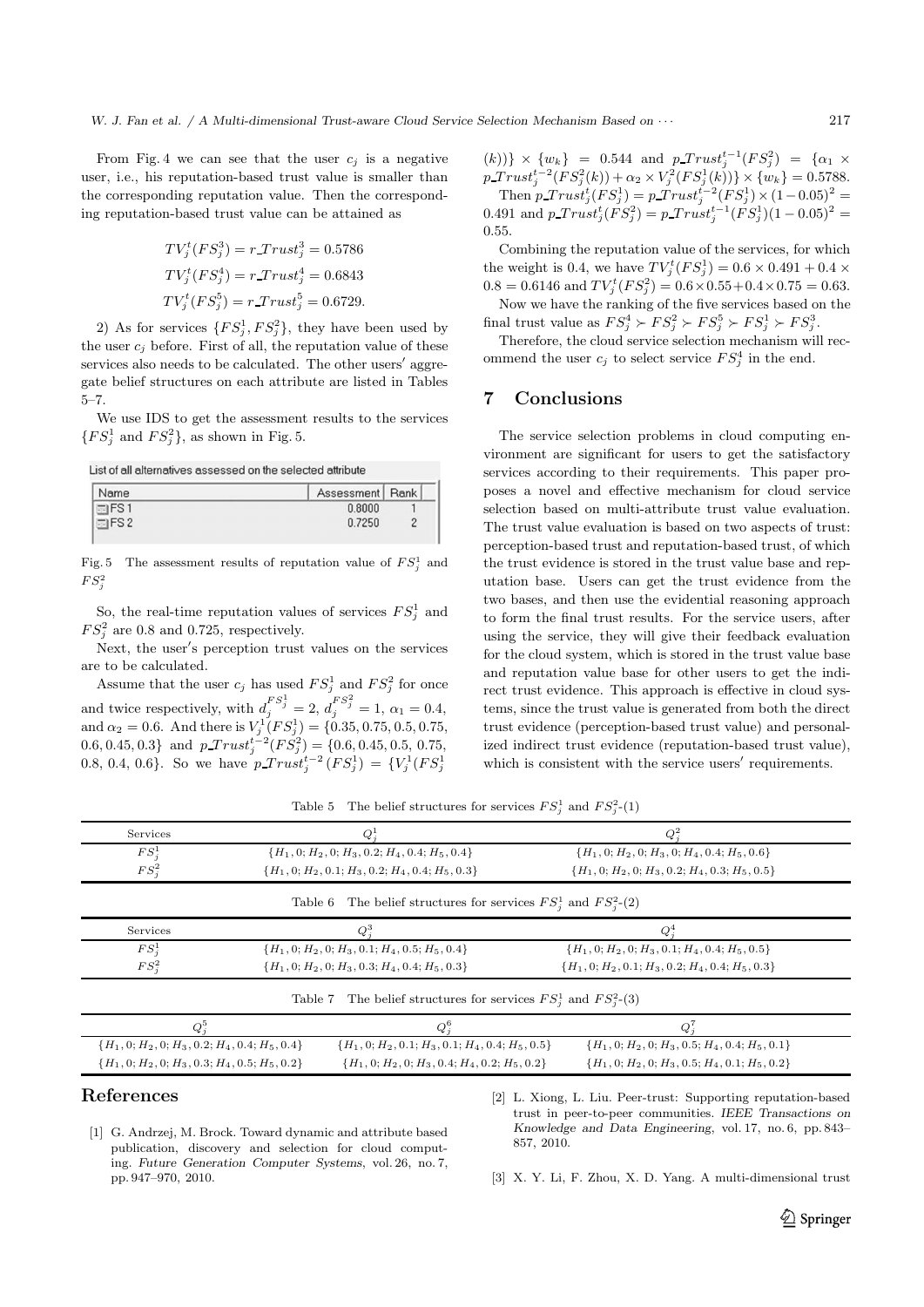From Fig. 4 we can see that the user $c_j$ is a negative user, i.e., his reputation-based trust value is smaller than the corresponding reputation value. Then the corresponding reputation-based trust value can be attained as

$$TV_j^t(FS_j^3) = r\_Trust_j^3 = 0.5786$$
$$TV_j^t(FS_j^4) = r\_Trust_j^4 = 0.6843$$
$$TV_j^t(FS_j^5) = r\_Trust_j^5 = 0.6729.$$

2) As for services $\{FS_j^1, FS_j^2\}$, they have been used by the user $c_j$ before. First of all, the reputation value of these services also needs to be calculated. The other users′ aggregate belief structures on each attribute are listed in Tables 5–7.

We use IDS to get the assessment results to the services $\{FS_j^1$ and $FS_j^2\}$, as shown in Fig. 5.

List of all alternatives assessed on the selected attribute

| Name | Assessment | Rank |
|---|---|---|
| FS 1 | 0.8000 | 1 |
| FS 2 | 0.7250 | 2 |

Fig. 5 The assessment results of reputation value of $FS_j^1$ and $FS_j^2$

So, the real-time reputation values of services $FS_j^1$ and $FS_j^2$ are 0.8 and 0.725, respectively.

Next, the user′s perception trust values on the services are to be calculated.

Assume that the user $c_j$ has used $FS_j^1$ and $FS_j^2$ for once and twice respectively, with $d_j^{FS_j^1} = 2$, $d_j^{FS_j^2} = 1$, $\alpha_1 = 0.4$, and $\alpha_2 = 0.6$. And there is $V_j^1(FS_j^1) = \{0.35, 0.75, 0.5, 0.75, 0.6, 0.45, 0.3\}$ and $p\_Trust_j^{t-2}(FS_j^2) = \{0.6, 0.45, 0.5, 0.75, 0.8, 0.4, 0.6\}$. So we have $p\_Trust_j^{t-2}(FS_j^1) = \{V_j^1(FS_j^1(k))\} \times \{w_k\} = 0.544$ and $p\_Trust_j^{t-1}(FS_j^2) = \{\alpha_1 \times p\_Trust_j^{t-2}(FS_j^2(k)) + \alpha_2 \times V_j^2(FS_j^1(k))\} \times \{w_k\} = 0.5788$.

Then $p\_Trust_j^t(FS_j^1) = p\_Trust_j^{t-2}(FS_j^1) \times (1-0.05)^2 = 0.491$ and $p\_Trust_j^t(FS_j^2) = p\_Trust_j^{t-1}(FS_j^1)(1-0.05)^2 = 0.55$.

Combining the reputation value of the services, for which the weight is 0.4, we have $TV_j^t(FS_j^1) = 0.6 \times 0.491 + 0.4 \times 0.8 = 0.6146$ and $TV_j^t(FS_j^2) = 0.6 \times 0.55 + 0.4 \times 0.75 = 0.63$.

Now we have the ranking of the five services based on the final trust value as $FS_j^4 \succ FS_j^2 \succ FS_j^5 \succ FS_j^1 \succ FS_j^3$.

Therefore, the cloud service selection mechanism will recommend the user $c_j$ to select service $FS_j^4$ in the end.

## 7 Conclusions

The service selection problems in cloud computing environment are significant for users to get the satisfactory services according to their requirements. This paper proposes a novel and effective mechanism for cloud service selection based on multi-attribute trust value evaluation. The trust value evaluation is based on two aspects of trust: perception-based trust and reputation-based trust, of which the trust evidence is stored in the trust value base and reputation base. Users can get the trust evidence from the two bases, and then use the evidential reasoning approach to form the final trust results. For the service users, after using the service, they will give their feedback evaluation for the cloud system, which is stored in the trust value base and reputation value base for other users to get the indirect trust evidence. This approach is effective in cloud systems, since the trust value is generated from both the direct trust evidence (perception-based trust value) and personalized indirect trust evidence (reputation-based trust value), which is consistent with the service users′ requirements.

Table 5 The belief structures for services $FS_j^1$ and $FS_j^2$-(1)

| Services | $Q_j^1$ | $Q_j^2$ |
|---|---|---|
| $FS_j^1$ | $\{H_1, 0; H_2, 0; H_3, 0.2; H_4, 0.4; H_5, 0.4\}$ | $\{H_1, 0; H_2, 0; H_3, 0; H_4, 0.4; H_5, 0.6\}$ |
| $FS_j^2$ | $\{H_1, 0; H_2, 0.1; H_3, 0.2; H_4, 0.4; H_5, 0.3\}$ | $\{H_1, 0; H_2, 0; H_3, 0.2; H_4, 0.3; H_5, 0.5\}$ |

Table 6 The belief structures for services $FS_j^1$ and $FS_j^2$-(2)

| Services | $Q_j^3$ | $Q_j^4$ |
|---|---|---|
| $FS_j^1$ | $\{H_1, 0; H_2, 0; H_3, 0.1; H_4, 0.5; H_5, 0.4\}$ | $\{H_1, 0; H_2, 0; H_3, 0.1; H_4, 0.4; H_5, 0.5\}$ |
| $FS_j^2$ | $\{H_1, 0; H_2, 0; H_3, 0.3; H_4, 0.4; H_5, 0.3\}$ | $\{H_1, 0; H_2, 0.1; H_3, 0.2; H_4, 0.4; H_5, 0.3\}$ |

Table 7 The belief structures for services $FS_j^1$ and $FS_j^2$-(3)

| $Q_j^5$ | $Q_j^6$ | $Q_j^7$ |
|---|---|---|
| $\{H_1, 0; H_2, 0; H_3, 0.2; H_4, 0.4; H_5, 0.4\}$ | $\{H_1, 0; H_2, 0.1; H_3, 0.1; H_4, 0.4; H_5, 0.5\}$ | $\{H_1, 0; H_2, 0; H_3, 0.5; H_4, 0.4; H_5, 0.1\}$ |
| $\{H_1, 0; H_2, 0; H_3, 0.3; H_4, 0.5; H_5, 0.2\}$ | $\{H_1, 0; H_2, 0; H_3, 0.4; H_4, 0.2; H_5, 0.2\}$ | $\{H_1, 0; H_2, 0; H_3, 0.5; H_4, 0.1; H_5, 0.2\}$ |

## References

[1] G. Andrzej, M. Brock. Toward dynamic and attribute based publication, discovery and selection for cloud computing. *Future Generation Computer Systems*, vol. 26, no. 7, pp. 947–970, 2010.

[2] L. Xiong, L. Liu. Peer-trust: Supporting reputation-based trust in peer-to-peer communities. *IEEE Transactions on Knowledge and Data Engineering*, vol. 17, no. 6, pp. 843–857, 2010.

[3] X. Y. Li, F. Zhou, X. D. Yang. A multi-dimensional trust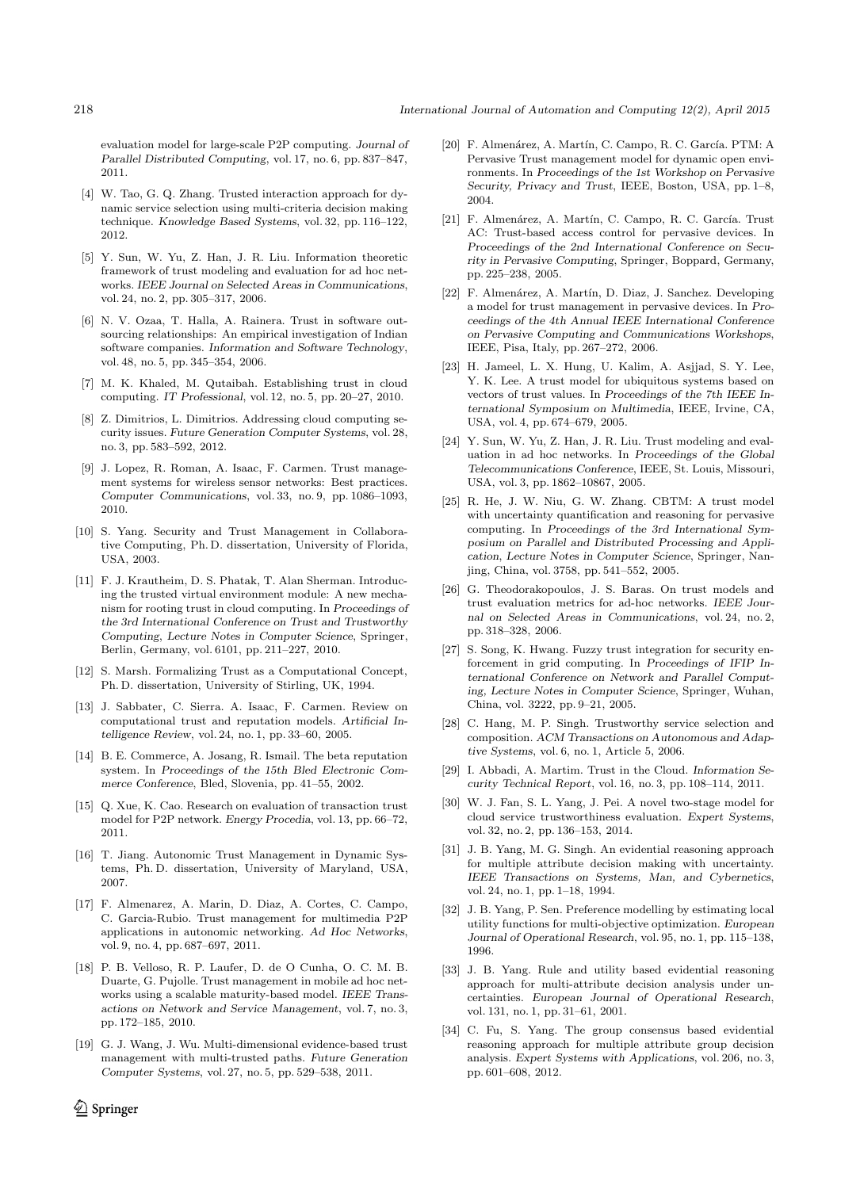evaluation model for large-scale P2P computing. *Journal of Parallel Distributed Computing*, vol. 17, no. 6, pp. 837–847, 2011.

[4] W. Tao, G. Q. Zhang. Trusted interaction approach for dynamic service selection using multi-criteria decision making technique. *Knowledge Based Systems*, vol. 32, pp. 116–122, 2012.

[5] Y. Sun, W. Yu, Z. Han, J. R. Liu. Information theoretic framework of trust modeling and evaluation for ad hoc networks. *IEEE Journal on Selected Areas in Communications*, vol. 24, no. 2, pp. 305–317, 2006.

[6] N. V. Ozaa, T. Halla, A. Rainera. Trust in software outsourcing relationships: An empirical investigation of Indian software companies. *Information and Software Technology*, vol. 48, no. 5, pp. 345–354, 2006.

[7] M. K. Khaled, M. Qutaibah. Establishing trust in cloud computing. *IT Professional*, vol. 12, no. 5, pp. 20–27, 2010.

[8] Z. Dimitrios, L. Dimitrios. Addressing cloud computing security issues. *Future Generation Computer Systems*, vol. 28, no. 3, pp. 583–592, 2012.

[9] J. Lopez, R. Roman, A. Isaac, F. Carmen. Trust management systems for wireless sensor networks: Best practices. *Computer Communications*, vol. 33, no. 9, pp. 1086–1093, 2010.

[10] S. Yang. Security and Trust Management in Collaborative Computing, Ph. D. dissertation, University of Florida, USA, 2003.

[11] F. J. Krautheim, D. S. Phatak, T. Alan Sherman. Introducing the trusted virtual environment module: A new mechanism for rooting trust in cloud computing. In *Proceedings of the 3rd International Conference on Trust and Trustworthy Computing, Lecture Notes in Computer Science*, Springer, Berlin, Germany, vol. 6101, pp. 211–227, 2010.

[12] S. Marsh. Formalizing Trust as a Computational Concept, Ph. D. dissertation, University of Stirling, UK, 1994.

[13] J. Sabbater, C. Sierra. A. Isaac, F. Carmen. Review on computational trust and reputation models. *Artificial Intelligence Review*, vol. 24, no. 1, pp. 33–60, 2005.

[14] B. E. Commerce, A. Josang, R. Ismail. The beta reputation system. In *Proceedings of the 15th Bled Electronic Commerce Conference*, Bled, Slovenia, pp. 41–55, 2002.

[15] Q. Xue, K. Cao. Research on evaluation of transaction trust model for P2P network. *Energy Procedia*, vol. 13, pp. 66–72, 2011.

[16] T. Jiang. Autonomic Trust Management in Dynamic Systems, Ph. D. dissertation, University of Maryland, USA, 2007.

[17] F. Almenarez, A. Marin, D. Diaz, A. Cortes, C. Campo, C. Garcia-Rubio. Trust management for multimedia P2P applications in autonomic networking. *Ad Hoc Networks*, vol. 9, no. 4, pp. 687–697, 2011.

[18] P. B. Velloso, R. P. Laufer, D. de O Cunha, O. C. M. B. Duarte, G. Pujolle. Trust management in mobile ad hoc networks using a scalable maturity-based model. *IEEE Transactions on Network and Service Management*, vol. 7, no. 3, pp. 172–185, 2010.

[19] G. J. Wang, J. Wu. Multi-dimensional evidence-based trust management with multi-trusted paths. *Future Generation Computer Systems*, vol. 27, no. 5, pp. 529–538, 2011.

[20] F. Almenárez, A. Martín, C. Campo, R. C. García. PTM: A Pervasive Trust management model for dynamic open environments. In *Proceedings of the 1st Workshop on Pervasive Security, Privacy and Trust*, IEEE, Boston, USA, pp. 1–8, 2004.

[21] F. Almenárez, A. Martín, C. Campo, R. C. García. Trust AC: Trust-based access control for pervasive devices. In *Proceedings of the 2nd International Conference on Security in Pervasive Computing*, Springer, Boppard, Germany, pp. 225–238, 2005.

[22] F. Almenárez, A. Martín, D. Diaz, J. Sanchez. Developing a model for trust management in pervasive devices. In *Proceedings of the 4th Annual IEEE International Conference on Pervasive Computing and Communications Workshops*, IEEE, Pisa, Italy, pp. 267–272, 2006.

[23] H. Jameel, L. X. Hung, U. Kalim, A. Asjjad, S. Y. Lee, Y. K. Lee. A trust model for ubiquitous systems based on vectors of trust values. In *Proceedings of the 7th IEEE International Symposium on Multimedia*, IEEE, Irvine, CA, USA, vol. 4, pp. 674–679, 2005.

[24] Y. Sun, W. Yu, Z. Han, J. R. Liu. Trust modeling and evaluation in ad hoc networks. In *Proceedings of the Global Telecommunications Conference*, IEEE, St. Louis, Missouri, USA, vol. 3, pp. 1862–10867, 2005.

[25] R. He, J. W. Niu, G. W. Zhang. CBTM: A trust model with uncertainty quantification and reasoning for pervasive computing. In *Proceedings of the 3rd International Symposium on Parallel and Distributed Processing and Application, Lecture Notes in Computer Science*, Springer, Nanjing, China, vol. 3758, pp. 541–552, 2005.

[26] G. Theodorakopoulos, J. S. Baras. On trust models and trust evaluation metrics for ad-hoc networks. *IEEE Journal on Selected Areas in Communications*, vol. 24, no. 2, pp. 318–328, 2006.

[27] S. Song, K. Hwang. Fuzzy trust integration for security enforcement in grid computing. In *Proceedings of IFIP International Conference on Network and Parallel Computing, Lecture Notes in Computer Science*, Springer, Wuhan, China, vol. 3222, pp. 9–21, 2005.

[28] C. Hang, M. P. Singh. Trustworthy service selection and composition. *ACM Transactions on Autonomous and Adaptive Systems*, vol. 6, no. 1, Article 5, 2006.

[29] I. Abbadi, A. Martim. Trust in the Cloud. *Information Security Technical Report*, vol. 16, no. 3, pp. 108–114, 2011.

[30] W. J. Fan, S. L. Yang, J. Pei. A novel two-stage model for cloud service trustworthiness evaluation. *Expert Systems*, vol. 32, no. 2, pp. 136–153, 2014.

[31] J. B. Yang, M. G. Singh. An evidential reasoning approach for multiple attribute decision making with uncertainty. *IEEE Transactions on Systems, Man, and Cybernetics*, vol. 24, no. 1, pp. 1–18, 1994.

[32] J. B. Yang, P. Sen. Preference modelling by estimating local utility functions for multi-objective optimization. *European Journal of Operational Research*, vol. 95, no. 1, pp. 115–138, 1996.

[33] J. B. Yang. Rule and utility based evidential reasoning approach for multi-attribute decision analysis under uncertainties. *European Journal of Operational Research*, vol. 131, no. 1, pp. 31–61, 2001.

[34] C. Fu, S. Yang. The group consensus based evidential reasoning approach for multiple attribute group decision analysis. *Expert Systems with Applications*, vol. 206, no. 3, pp. 601–608, 2012.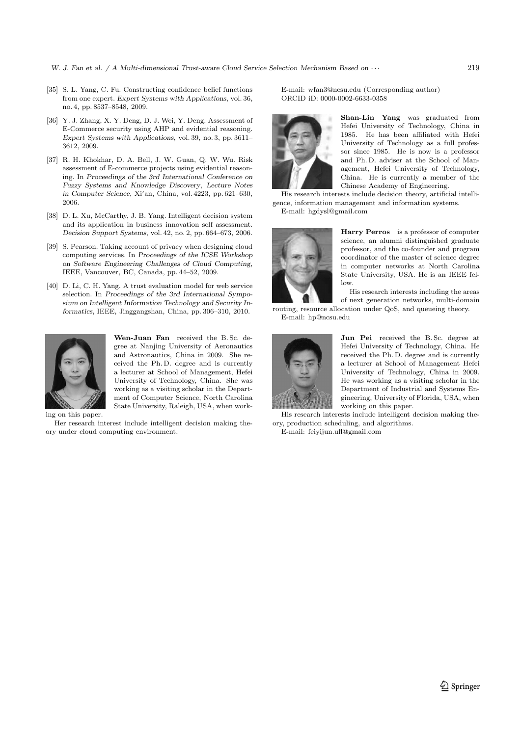[35] S. L. Yang, C. Fu. Constructing confidence belief functions from one expert. *Expert Systems with Applications*, vol. 36, no. 4, pp. 8537–8548, 2009.

[36] Y. J. Zhang, X. Y. Deng, D. J. Wei, Y. Deng. Assessment of E-Commerce security using AHP and evidential reasoning. *Expert Systems with Applications*, vol. 39, no. 3, pp. 3611–3612, 2009.

[37] R. H. Khokhar, D. A. Bell, J. W. Guan, Q. W. Wu. Risk assessment of E-commerce projects using evidential reasoning. In *Proceedings of the 3rd International Conference on Fuzzy Systems and Knowledge Discovery, Lecture Notes in Computer Science*, Xi'an, China, vol. 4223, pp. 621–630, 2006.

[38] D. L. Xu, McCarthy, J. B. Yang. Intelligent decision system and its application in business innovation self assessment. *Decision Support Systems*, vol. 42, no. 2, pp. 664–673, 2006.

[39] S. Pearson. Taking account of privacy when designing cloud computing services. In *Proceedings of the ICSE Workshop on Software Engineering Challenges of Cloud Computing*, IEEE, Vancouver, BC, Canada, pp. 44–52, 2009.

[40] D. Li, C. H. Yang. A trust evaluation model for web service selection. In *Proceedings of the 3rd International Symposium on Intelligent Information Technology and Security Informatics*, IEEE, Jinggangshan, China, pp. 306–310, 2010.

**Wen-Juan Fan** received the B. Sc. degree at Nanjing University of Aeronautics and Astronautics, China in 2009. She received the Ph. D. degree and is currently a lecturer at School of Management, Hefei University of Technology, China. She was working as a visiting scholar in the Department of Computer Science, North Carolina State University, Raleigh, USA, when working on this paper.

Her research interest include intelligent decision making theory under cloud computing environment.

E-mail: wfan3@ncsu.edu (Corresponding author)
ORCID iD: 0000-0002-6633-0358

**Shan-Lin Yang** was graduated from Hefei University of Technology, China in 1985. He has been affiliated with Hefei University of Technology as a full professor since 1985. He is now is a professor and Ph. D. adviser at the School of Management, Hefei University of Technology, China. He is currently a member of the Chinese Academy of Engineering.

His research interests include decision theory, artificial intelligence, information management and information systems.

E-mail: hgdysl@gmail.com

**Harry Perros** is a professor of computer science, an alumni distinguished graduate professor, and the co-founder and program coordinator of the master of science degree in computer networks at North Carolina State University, USA. He is an IEEE fellow.

His research interests including the areas of next generation networks, multi-domain routing, resource allocation under QoS, and queueing theory.

E-mail: hp@ncsu.edu

**Jun Pei** received the B. Sc. degree at Hefei University of Technology, China. He received the Ph. D. degree and is currently a lecturer at School of Management Hefei University of Technology, China in 2009. He was working as a visiting scholar in the Department of Industrial and Systems Engineering, University of Florida, USA, when working on this paper.

His research interests include intelligent decision making theory, production scheduling, and algorithms.

E-mail: feiyijun.ufl@gmail.com